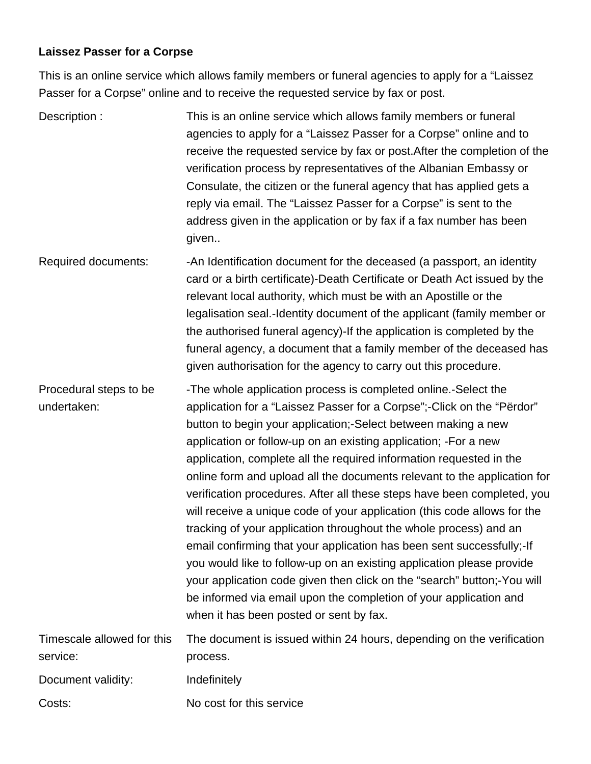**Laissez Passer for a Corpse**

This is an online service which allows family members or funeral agencies to apply for a “Laissez Passer for a Corpse” online and to receive the requested service by fax or post.

| | |
|---|---|
| Description : | This is an online service which allows family members or funeral agencies to apply for a “Laissez Passer for a Corpse” online and to receive the requested service by fax or post.After the completion of the verification process by representatives of the Albanian Embassy or Consulate, the citizen or the funeral agency that has applied gets a reply via email. The “Laissez Passer for a Corpse” is sent to the address given in the application or by fax if a fax number has been given.. |
| Required documents: | -An Identification document for the deceased (a passport, an identity card or a birth certificate)-Death Certificate or Death Act issued by the relevant local authority, which must be with an Apostille or the legalisation seal.-Identity document of the applicant (family member or the authorised funeral agency)-If the application is completed by the funeral agency, a document that a family member of the deceased has given authorisation for the agency to carry out this procedure. |
| Procedural steps to be undertaken: | -The whole application process is completed online.-Select the application for a “Laissez Passer for a Corpse”;-Click on the “Përdor” button to begin your application;-Select between making a new application or follow-up on an existing application; -For a new application, complete all the required information requested in the online form and upload all the documents relevant to the application for verification procedures. After all these steps have been completed, you will receive a unique code of your application (this code allows for the tracking of your application throughout the whole process) and an email confirming that your application has been sent successfully;-If you would like to follow-up on an existing application please provide your application code given then click on the “search” button;-You will be informed via email upon the completion of your application and when it has been posted or sent by fax. |
| Timescale allowed for this service: | The document is issued within 24 hours, depending on the verification process. |
| Document validity: | Indefinitely |
| Costs: | No cost for this service |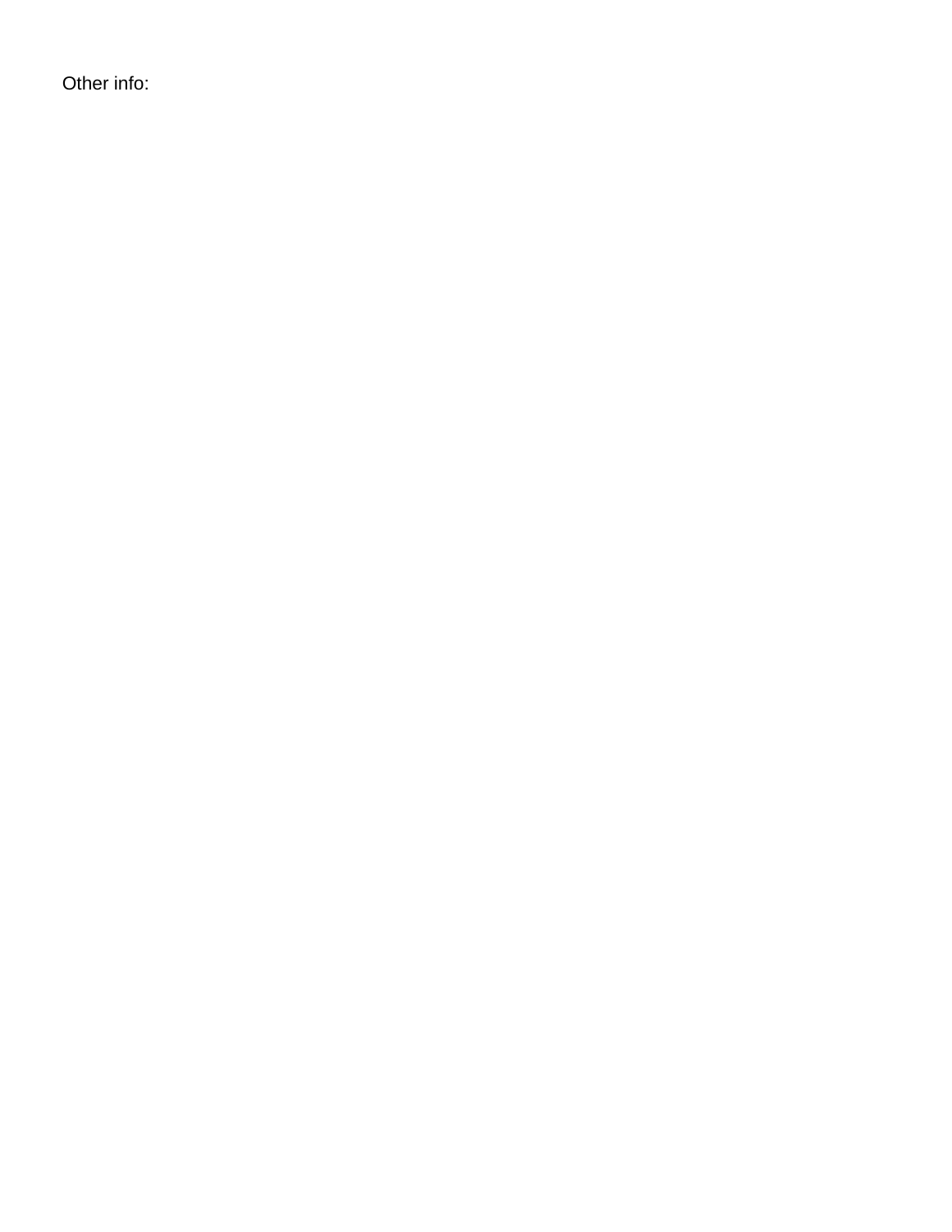Other info: